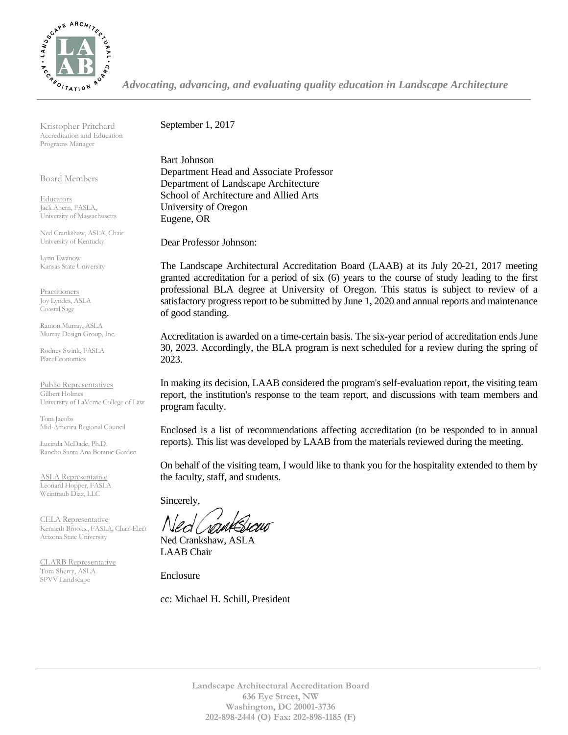*Advocating, advancing, and evaluating quality education in Landscape Architecture*

Kristopher Pritchard
Accreditation and Education Programs Manager

Board Members

Educators
Jack Ahern, FASLA,
University of Massachusetts

Ned Crankshaw, ASLA, Chair
University of Kentucky

Lynn Ewanow
Kansas State University

Practitioners
Joy Lyndes, ASLA
Coastal Sage

Ramon Murray, ASLA
Murray Design Group, Inc.

Rodney Swink, FASLA
PlaceEconomics

Public Representatives
Gilbert Holmes
University of LaVerne College of Law

Tom Jacobs
Mid-America Regional Council

Lucinda McDade, Ph.D.
Rancho Santa Ana Botanic Garden

ASLA Representative
Leonard Hopper, FASLA
Weintraub Diaz, LLC

CELA Representative
Kenneth Brooks., FASLA, Chair-Elect
Arizona State University

CLARB Representative
Tom Sherry, ASLA
SPVV Landscape

September 1, 2017

Bart Johnson
Department Head and Associate Professor
Department of Landscape Architecture
School of Architecture and Allied Arts
University of Oregon
Eugene, OR

Dear Professor Johnson:

The Landscape Architectural Accreditation Board (LAAB) at its July 20-21, 2017 meeting granted accreditation for a period of six (6) years to the course of study leading to the first professional BLA degree at University of Oregon. This status is subject to review of a satisfactory progress report to be submitted by June 1, 2020 and annual reports and maintenance of good standing.

Accreditation is awarded on a time-certain basis. The six-year period of accreditation ends June 30, 2023. Accordingly, the BLA program is next scheduled for a review during the spring of 2023.

In making its decision, LAAB considered the program's self-evaluation report, the visiting team report, the institution's response to the team report, and discussions with team members and program faculty.

Enclosed is a list of recommendations affecting accreditation (to be responded to in annual reports). This list was developed by LAAB from the materials reviewed during the meeting.

On behalf of the visiting team, I would like to thank you for the hospitality extended to them by the faculty, staff, and students.

Sincerely,

Ned Crankshaw, ASLA
LAAB Chair

Enclosure

cc: Michael H. Schill, President

**Landscape Architectural Accreditation Board**
**636 Eye Street, NW**
**Washington, DC 20001-3736**
**202-898-2444 (O) Fax: 202-898-1185 (F)**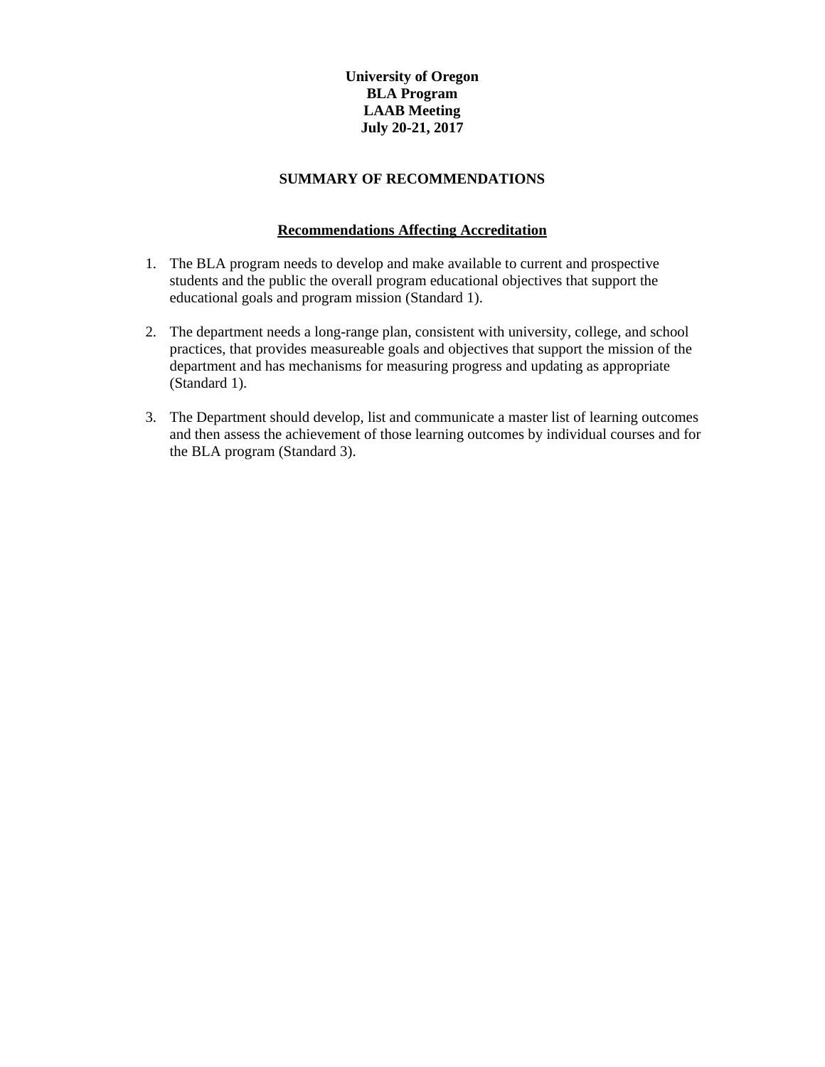**University of Oregon**
**BLA Program**
**LAAB Meeting**
**July 20-21, 2017**

## SUMMARY OF RECOMMENDATIONS

### Recommendations Affecting Accreditation

1. The BLA program needs to develop and make available to current and prospective students and the public the overall program educational objectives that support the educational goals and program mission (Standard 1).

2. The department needs a long-range plan, consistent with university, college, and school practices, that provides measureable goals and objectives that support the mission of the department and has mechanisms for measuring progress and updating as appropriate (Standard 1).

3. The Department should develop, list and communicate a master list of learning outcomes and then assess the achievement of those learning outcomes by individual courses and for the BLA program (Standard 3).